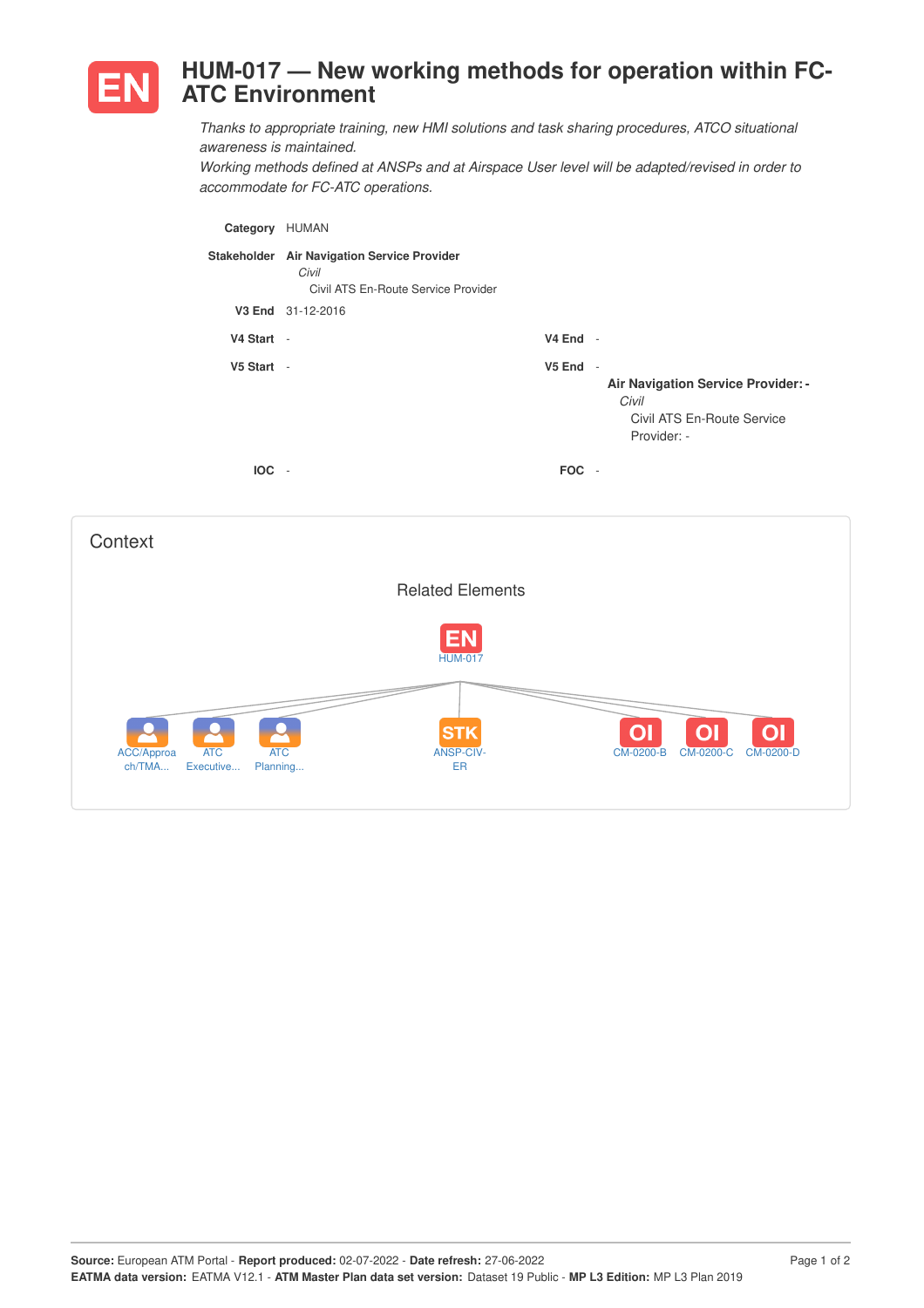# EN HUM-017 — New working methods for operation within FC-ATC Environment

*Thanks to appropriate training, new HMI solutions and task sharing procedures, ATCO situational awareness is maintained.*
*Working methods defined at ANSPs and at Airspace User level will be adapted/revised in order to accommodate for FC-ATC operations.*

**Category** HUMAN

**Stakeholder** **Air Navigation Service Provider**
*Civil*
Civil ATS En-Route Service Provider

**V3 End** 31-12-2016

**V4 Start** -

**V4 End** -

**V5 Start** -

**V5 End** -
**Air Navigation Service Provider: -**
*Civil*
Civil ATS En-Route Service Provider: -

**IOC** -

**FOC** -

## Context

### Related Elements

EN HUM-017

- ACC/Approach/TMA...
- ATC Executive...
- ATC Planning...
- STK ANSP-CIV-ER
- OI CM-0200-B
- OI CM-0200-C
- OI CM-0200-D

**Source:** European ATM Portal - **Report produced:** 02-07-2022 - **Date refresh:** 27-06-2022
**EATMA data version:** EATMA V12.1 - **ATM Master Plan data set version:** Dataset 19 Public - **MP L3 Edition:** MP L3 Plan 2019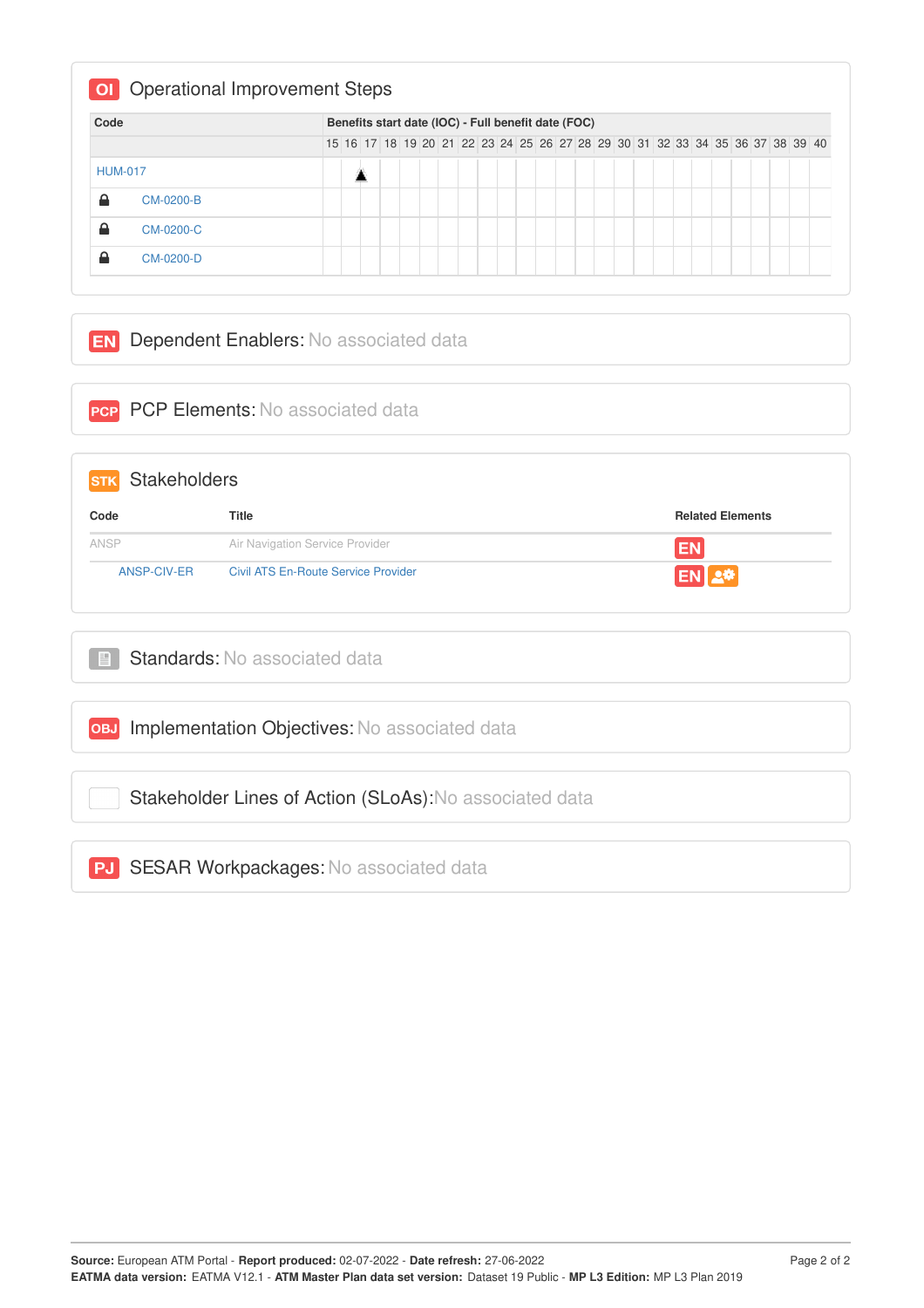## OI Operational Improvement Steps

| Code | Benefits start date (IOC) - Full benefit date (FOC) | | | | | | | | | | | | | | | | | | | | | | | | | |
|---|---|---|---|---|---|---|---|---|---|---|---|---|---|---|---|---|---|---|---|---|---|---|---|---|---|---|
| | 15 | 16 | 17 | 18 | 19 | 20 | 21 | 22 | 23 | 24 | 25 | 26 | 27 | 28 | 29 | 30 | 31 | 32 | 33 | 34 | 35 | 36 | 37 | 38 | 39 | 40 |
| HUM-017 | | | ▲ | | | | | | | | | | | | | | | | | | | | | | | |
| CM-0200-B | | | | | | | | | | | | | | | | | | | | | | | | | | |
| CM-0200-C | | | | | | | | | | | | | | | | | | | | | | | | | | |
| CM-0200-D | | | | | | | | | | | | | | | | | | | | | | | | | | |

## EN Dependent Enablers: No associated data

## PCP PCP Elements: No associated data

## STK Stakeholders

| Code | Title | Related Elements |
|---|---|---|
| ANSP | Air Navigation Service Provider | EN |
| ANSP-CIV-ER | Civil ATS En-Route Service Provider | EN |

## Standards: No associated data

## OBJ Implementation Objectives: No associated data

## Stakeholder Lines of Action (SLoAs): No associated data

## PJ SESAR Workpackages: No associated data

**Source:** European ATM Portal - **Report produced:** 02-07-2022 - **Date refresh:** 27-06-2022
**EATMA data version:** EATMA V12.1 - **ATM Master Plan data set version:** Dataset 19 Public - **MP L3 Edition:** MP L3 Plan 2019